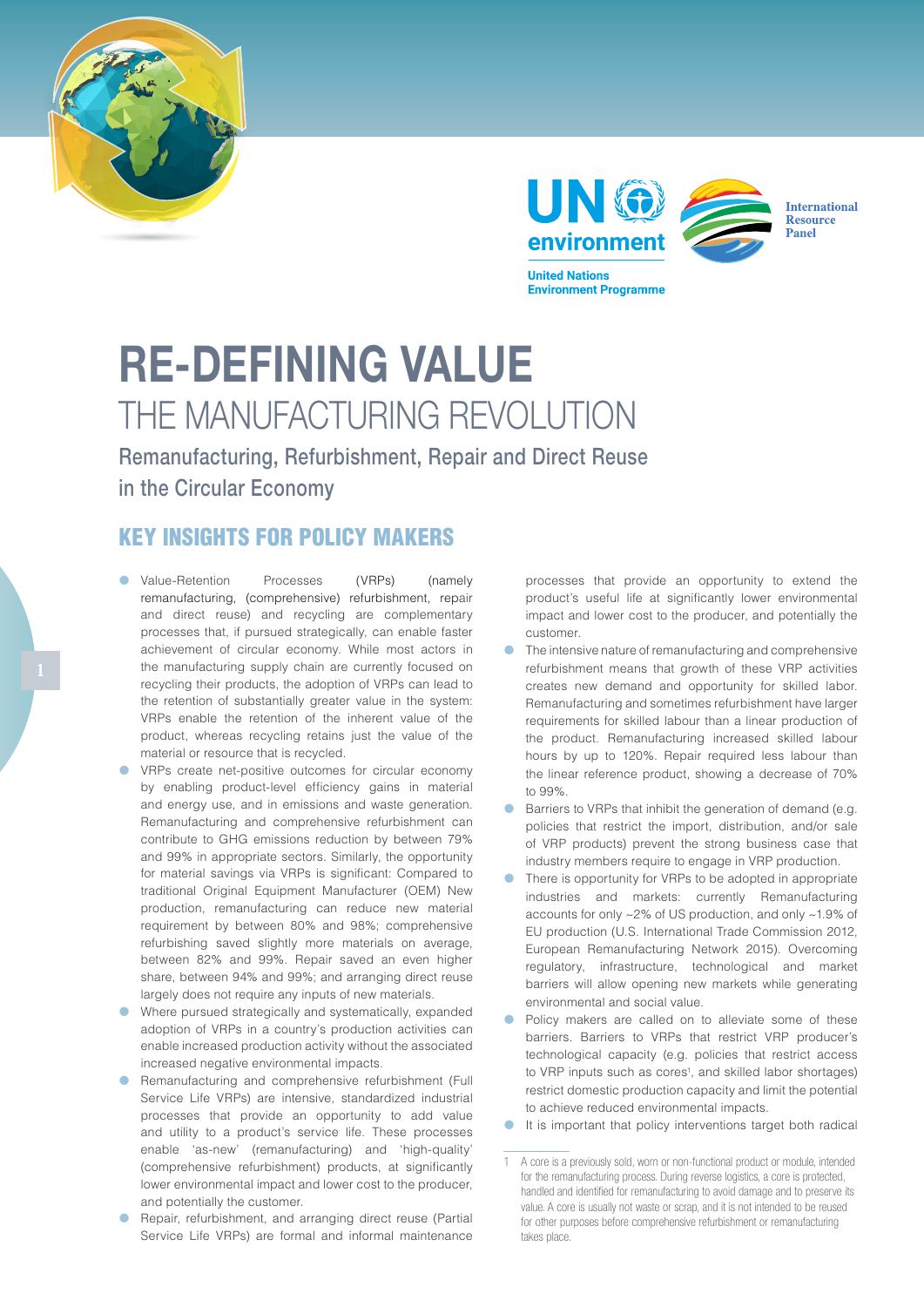UN environment

United Nations Environment Programme

International Resource Panel

# RE-DEFINING VALUE

## THE MANUFACTURING REVOLUTION

### Remanufacturing, Refurbishment, Repair and Direct Reuse in the Circular Economy

## KEY INSIGHTS FOR POLICY MAKERS

- Value-Retention Processes (VRPs) (namely remanufacturing, (comprehensive) refurbishment, repair and direct reuse) and recycling are complementary processes that, if pursued strategically, can enable faster achievement of circular economy. While most actors in the manufacturing supply chain are currently focused on recycling their products, the adoption of VRPs can lead to the retention of substantially greater value in the system: VRPs enable the retention of the inherent value of the product, whereas recycling retains just the value of the material or resource that is recycled.
- VRPs create net-positive outcomes for circular economy by enabling product-level efficiency gains in material and energy use, and in emissions and waste generation. Remanufacturing and comprehensive refurbishment can contribute to GHG emissions reduction by between 79% and 99% in appropriate sectors. Similarly, the opportunity for material savings via VRPs is significant: Compared to traditional Original Equipment Manufacturer (OEM) New production, remanufacturing can reduce new material requirement by between 80% and 98%; comprehensive refurbishing saved slightly more materials on average, between 82% and 99%. Repair saved an even higher share, between 94% and 99%; and arranging direct reuse largely does not require any inputs of new materials.
- Where pursued strategically and systematically, expanded adoption of VRPs in a country's production activities can enable increased production activity without the associated increased negative environmental impacts.
- Remanufacturing and comprehensive refurbishment (Full Service Life VRPs) are intensive, standardized industrial processes that provide an opportunity to add value and utility to a product's service life. These processes enable 'as-new' (remanufacturing) and 'high-quality' (comprehensive refurbishment) products, at significantly lower environmental impact and lower cost to the producer, and potentially the customer.
- Repair, refurbishment, and arranging direct reuse (Partial Service Life VRPs) are formal and informal maintenance processes that provide an opportunity to extend the product's useful life at significantly lower environmental impact and lower cost to the producer, and potentially the customer.
- The intensive nature of remanufacturing and comprehensive refurbishment means that growth of these VRP activities creates new demand and opportunity for skilled labor. Remanufacturing and sometimes refurbishment have larger requirements for skilled labour than a linear production of the product. Remanufacturing increased skilled labour hours by up to 120%. Repair required less labour than the linear reference product, showing a decrease of 70% to 99%.
- Barriers to VRPs that inhibit the generation of demand (e.g. policies that restrict the import, distribution, and/or sale of VRP products) prevent the strong business case that industry members require to engage in VRP production.
- There is opportunity for VRPs to be adopted in appropriate industries and markets: currently Remanufacturing accounts for only ~2% of US production, and only ~1.9% of EU production (U.S. International Trade Commission 2012, European Remanufacturing Network 2015). Overcoming regulatory, infrastructure, technological and market barriers will allow opening new markets while generating environmental and social value.
- Policy makers are called on to alleviate some of these barriers. Barriers to VRPs that restrict VRP producer's technological capacity (e.g. policies that restrict access to VRP inputs such as cores[1], and skilled labor shortages) restrict domestic production capacity and limit the potential to achieve reduced environmental impacts.
- It is important that policy interventions target both radical

---

1 A core is a previously sold, worn or non-functional product or module, intended for the remanufacturing process. During reverse logistics, a core is protected, handled and identified for remanufacturing to avoid damage and to preserve its value. A core is usually not waste or scrap, and it is not intended to be reused for other purposes before comprehensive refurbishment or remanufacturing takes place.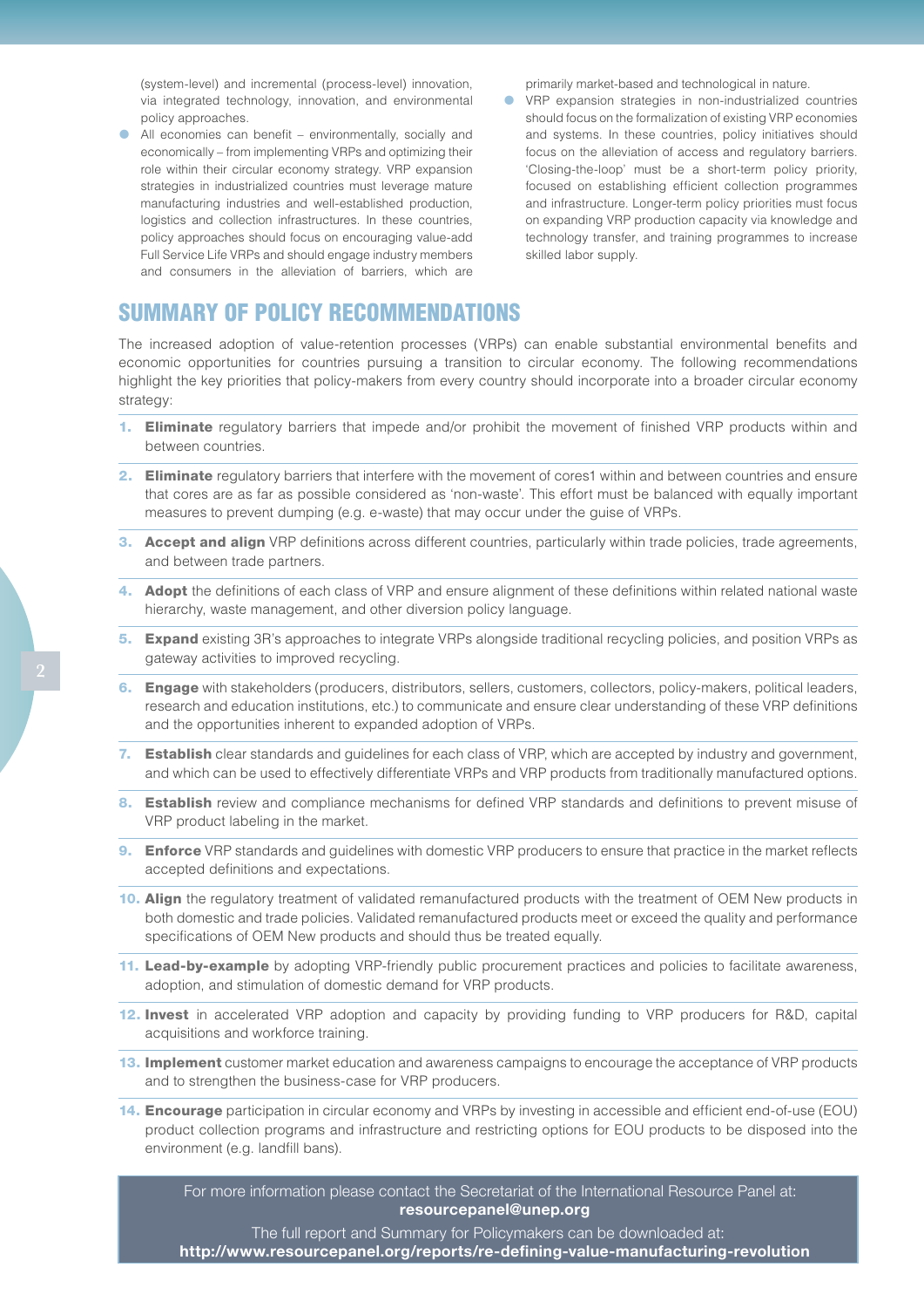(system-level) and incremental (process-level) innovation, via integrated technology, innovation, and environmental policy approaches.

- All economies can benefit – environmentally, socially and economically – from implementing VRPs and optimizing their role within their circular economy strategy. VRP expansion strategies in industrialized countries must leverage mature manufacturing industries and well-established production, logistics and collection infrastructures. In these countries, policy approaches should focus on encouraging value-add Full Service Life VRPs and should engage industry members and consumers in the alleviation of barriers, which are primarily market-based and technological in nature.
- VRP expansion strategies in non-industrialized countries should focus on the formalization of existing VRP economies and systems. In these countries, policy initiatives should focus on the alleviation of access and regulatory barriers. 'Closing-the-loop' must be a short-term policy priority, focused on establishing efficient collection programmes and infrastructure. Longer-term policy priorities must focus on expanding VRP production capacity via knowledge and technology transfer, and training programmes to increase skilled labor supply.

## SUMMARY OF POLICY RECOMMENDATIONS

The increased adoption of value-retention processes (VRPs) can enable substantial environmental benefits and economic opportunities for countries pursuing a transition to circular economy. The following recommendations highlight the key priorities that policy-makers from every country should incorporate into a broader circular economy strategy:

1. **Eliminate** regulatory barriers that impede and/or prohibit the movement of finished VRP products within and between countries.
2. **Eliminate** regulatory barriers that interfere with the movement of cores1 within and between countries and ensure that cores are as far as possible considered as 'non-waste'. This effort must be balanced with equally important measures to prevent dumping (e.g. e-waste) that may occur under the guise of VRPs.
3. **Accept and align** VRP definitions across different countries, particularly within trade policies, trade agreements, and between trade partners.
4. **Adopt** the definitions of each class of VRP and ensure alignment of these definitions within related national waste hierarchy, waste management, and other diversion policy language.
5. **Expand** existing 3R's approaches to integrate VRPs alongside traditional recycling policies, and position VRPs as gateway activities to improved recycling.
6. **Engage** with stakeholders (producers, distributors, sellers, customers, collectors, policy-makers, political leaders, research and education institutions, etc.) to communicate and ensure clear understanding of these VRP definitions and the opportunities inherent to expanded adoption of VRPs.
7. **Establish** clear standards and guidelines for each class of VRP, which are accepted by industry and government, and which can be used to effectively differentiate VRPs and VRP products from traditionally manufactured options.
8. **Establish** review and compliance mechanisms for defined VRP standards and definitions to prevent misuse of VRP product labeling in the market.
9. **Enforce** VRP standards and guidelines with domestic VRP producers to ensure that practice in the market reflects accepted definitions and expectations.
10. **Align** the regulatory treatment of validated remanufactured products with the treatment of OEM New products in both domestic and trade policies. Validated remanufactured products meet or exceed the quality and performance specifications of OEM New products and should thus be treated equally.
11. **Lead-by-example** by adopting VRP-friendly public procurement practices and policies to facilitate awareness, adoption, and stimulation of domestic demand for VRP products.
12. **Invest** in accelerated VRP adoption and capacity by providing funding to VRP producers for R&D, capital acquisitions and workforce training.
13. **Implement** customer market education and awareness campaigns to encourage the acceptance of VRP products and to strengthen the business-case for VRP producers.
14. **Encourage** participation in circular economy and VRPs by investing in accessible and efficient end-of-use (EOU) product collection programs and infrastructure and restricting options for EOU products to be disposed into the environment (e.g. landfill bans).

For more information please contact the Secretariat of the International Resource Panel at:
**resourcepanel@unep.org**

The full report and Summary for Policymakers can be downloaded at:
**http://www.resourcepanel.org/reports/re-defining-value-manufacturing-revolution**